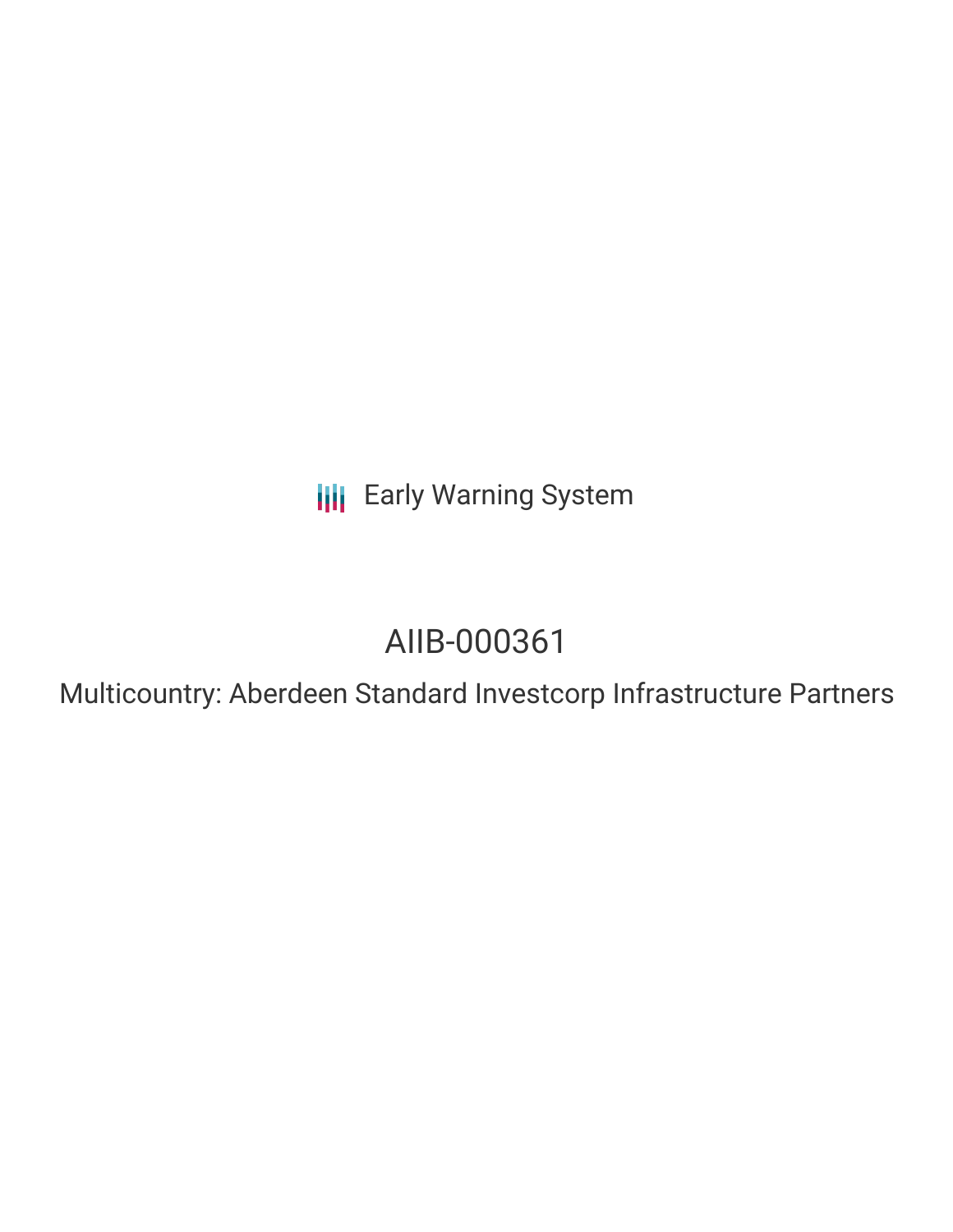Early Warning System

# AIIB-000361

## Multicountry: Aberdeen Standard Investcorp Infrastructure Partners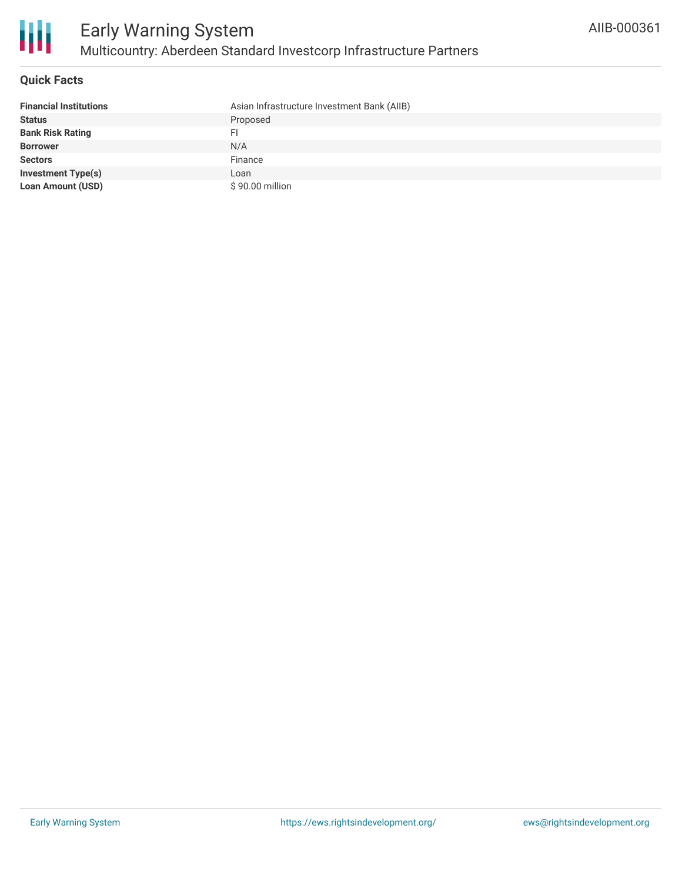# Early Warning System

## Multicountry: Aberdeen Standard Investcorp Infrastructure Partners

AIIB-000361

### Quick Facts

| | |
|---|---|
| **Financial Institutions** | Asian Infrastructure Investment Bank (AIIB) |
| **Status** | Proposed |
| **Bank Risk Rating** | FI |
| **Borrower** | N/A |
| **Sectors** | Finance |
| **Investment Type(s)** | Loan |
| **Loan Amount (USD)** | $ 90.00 million |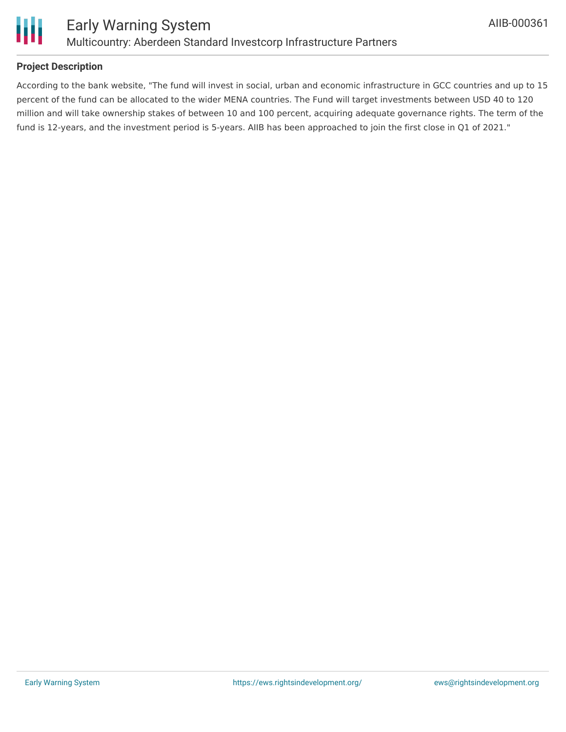## Project Description

According to the bank website, "The fund will invest in social, urban and economic infrastructure in GCC countries and up to 15 percent of the fund can be allocated to the wider MENA countries. The Fund will target investments between USD 40 to 120 million and will take ownership stakes of between 10 and 100 percent, acquiring adequate governance rights. The term of the fund is 12-years, and the investment period is 5-years. AIIB has been approached to join the first close in Q1 of 2021."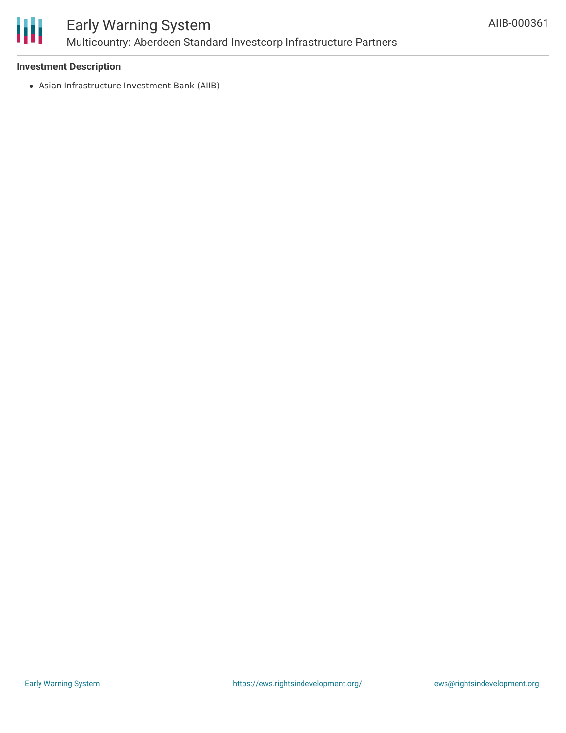**Investment Description**

- Asian Infrastructure Investment Bank (AIIB)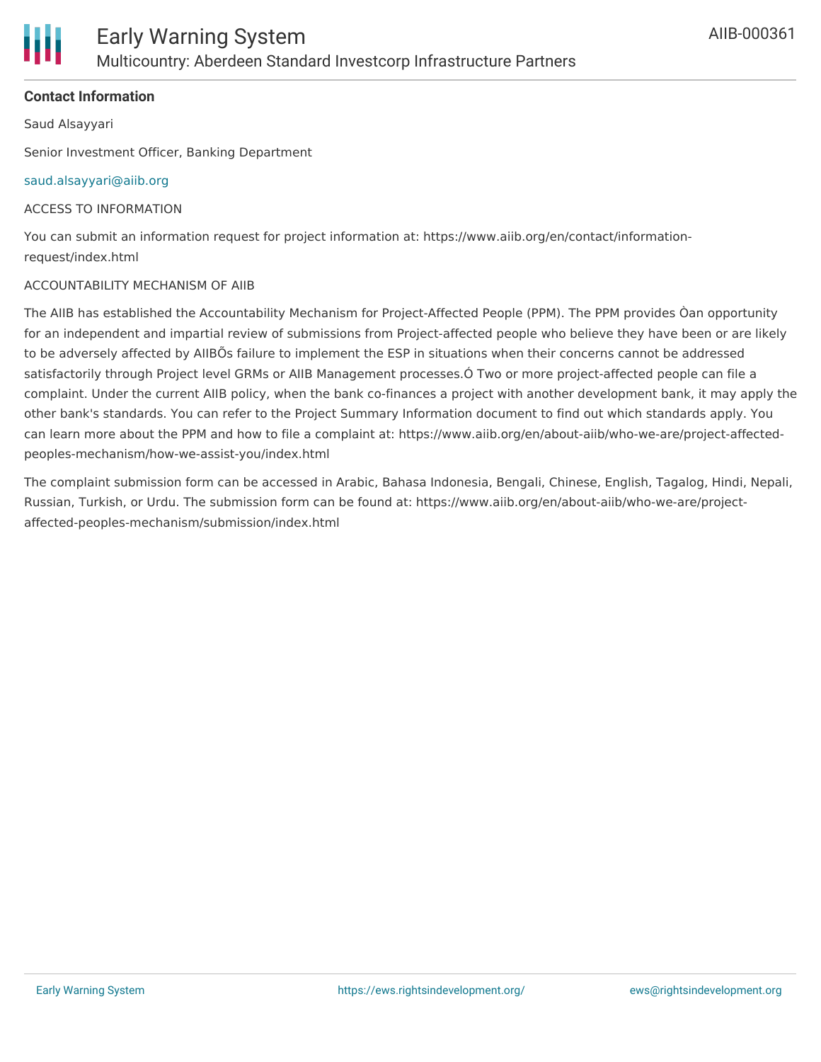**Contact Information**

Saud Alsayyari

Senior Investment Officer, Banking Department

saud.alsayyari@aiib.org

ACCESS TO INFORMATION

You can submit an information request for project information at: https://www.aiib.org/en/contact/information-request/index.html

ACCOUNTABILITY MECHANISM OF AIIB

The AIIB has established the Accountability Mechanism for Project-Affected People (PPM). The PPM provides Òan opportunity for an independent and impartial review of submissions from Project-affected people who believe they have been or are likely to be adversely affected by AIIBÕs failure to implement the ESP in situations when their concerns cannot be addressed satisfactorily through Project level GRMs or AIIB Management processes.Ó Two or more project-affected people can file a complaint. Under the current AIIB policy, when the bank co-finances a project with another development bank, it may apply the other bank's standards. You can refer to the Project Summary Information document to find out which standards apply. You can learn more about the PPM and how to file a complaint at: https://www.aiib.org/en/about-aiib/who-we-are/project-affected-peoples-mechanism/how-we-assist-you/index.html

The complaint submission form can be accessed in Arabic, Bahasa Indonesia, Bengali, Chinese, English, Tagalog, Hindi, Nepali, Russian, Turkish, or Urdu. The submission form can be found at: https://www.aiib.org/en/about-aiib/who-we-are/project-affected-peoples-mechanism/submission/index.html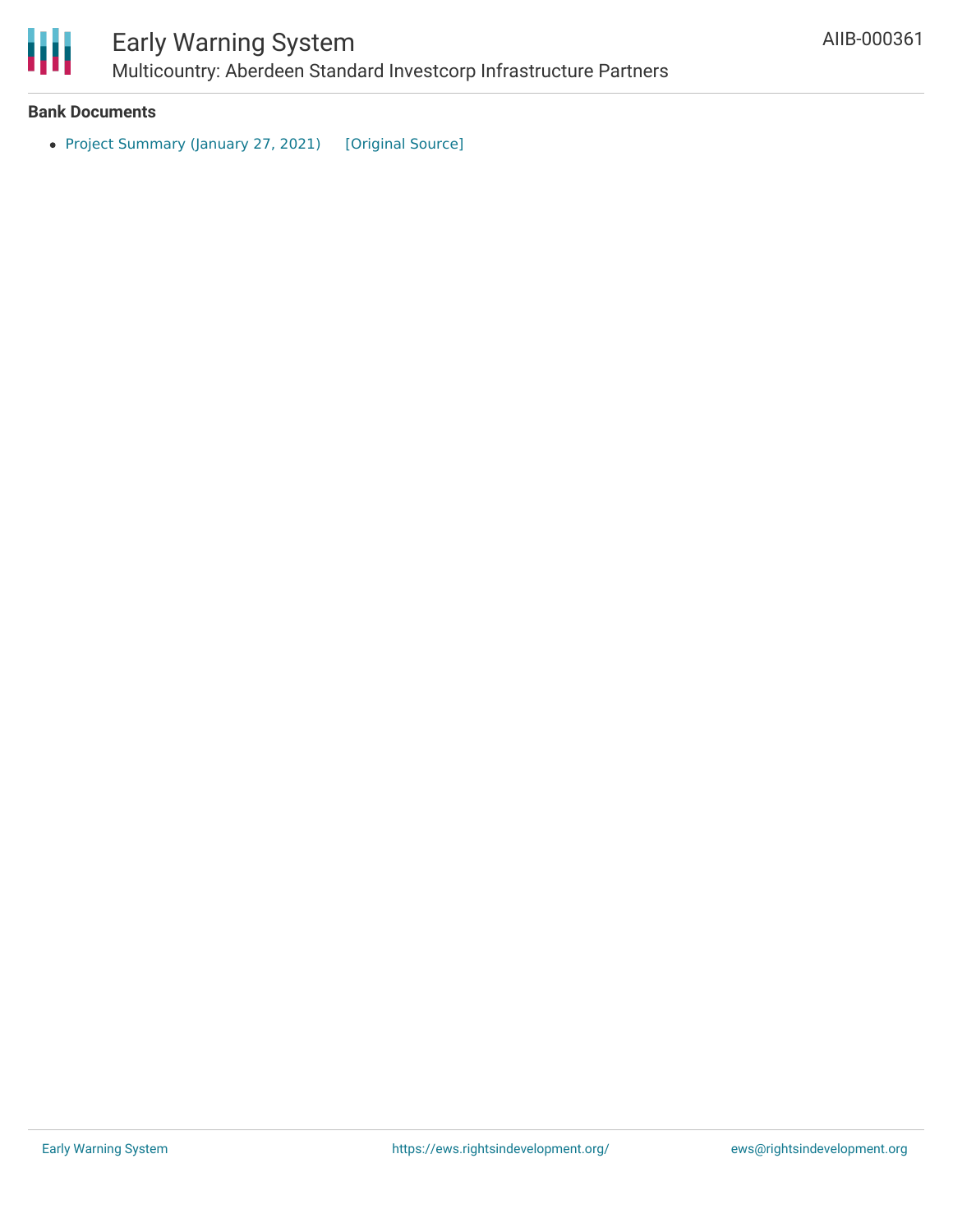**Bank Documents**

- Project Summary (January 27, 2021) [Original Source]